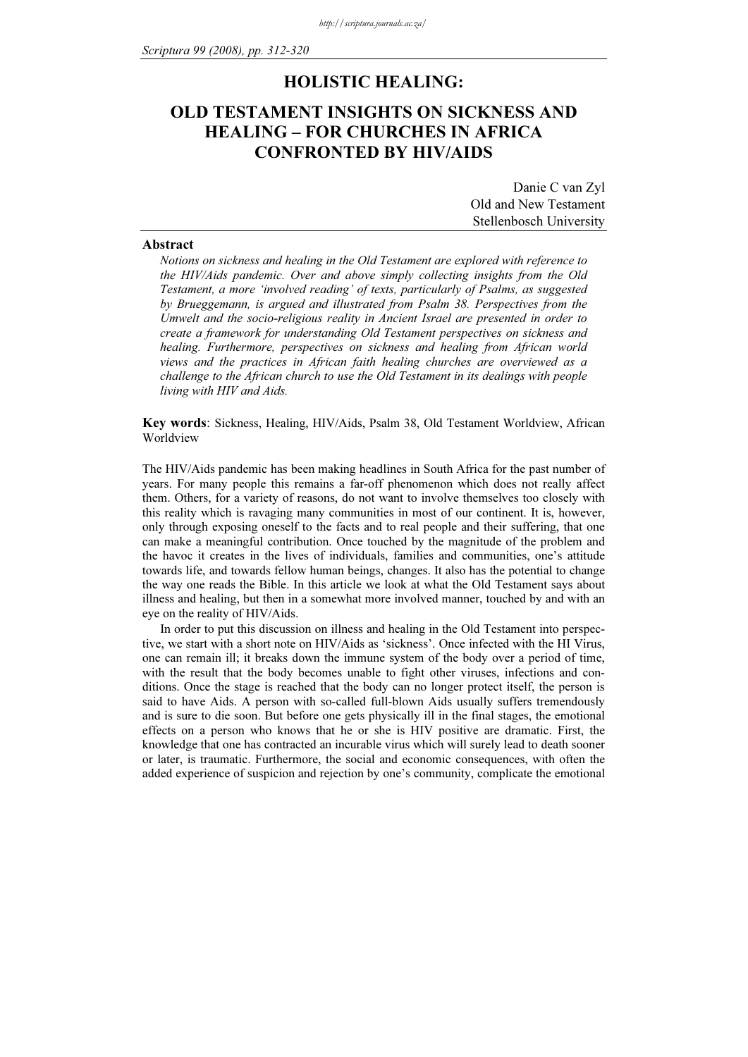# HOLISTIC HEALING:

# OLD TESTAMENT INSIGHTS ON SICKNESS AND HEALING – FOR CHURCHES IN AFRICA CONFRONTED BY HIV/AIDS

Danie C van Zyl
Old and New Testament
Stellenbosch University

## Abstract

*Notions on sickness and healing in the Old Testament are explored with reference to the HIV/Aids pandemic. Over and above simply collecting insights from the Old Testament, a more 'involved reading' of texts, particularly of Psalms, as suggested by Brueggemann, is argued and illustrated from Psalm 38. Perspectives from the Umwelt and the socio-religious reality in Ancient Israel are presented in order to create a framework for understanding Old Testament perspectives on sickness and healing. Furthermore, perspectives on sickness and healing from African world views and the practices in African faith healing churches are overviewed as a challenge to the African church to use the Old Testament in its dealings with people living with HIV and Aids.*

**Key words**: Sickness, Healing, HIV/Aids, Psalm 38, Old Testament Worldview, African Worldview

The HIV/Aids pandemic has been making headlines in South Africa for the past number of years. For many people this remains a far-off phenomenon which does not really affect them. Others, for a variety of reasons, do not want to involve themselves too closely with this reality which is ravaging many communities in most of our continent. It is, however, only through exposing oneself to the facts and to real people and their suffering, that one can make a meaningful contribution. Once touched by the magnitude of the problem and the havoc it creates in the lives of individuals, families and communities, one's attitude towards life, and towards fellow human beings, changes. It also has the potential to change the way one reads the Bible. In this article we look at what the Old Testament says about illness and healing, but then in a somewhat more involved manner, touched by and with an eye on the reality of HIV/Aids.

In order to put this discussion on illness and healing in the Old Testament into perspective, we start with a short note on HIV/Aids as 'sickness'. Once infected with the HI Virus, one can remain ill; it breaks down the immune system of the body over a period of time, with the result that the body becomes unable to fight other viruses, infections and conditions. Once the stage is reached that the body can no longer protect itself, the person is said to have Aids. A person with so-called full-blown Aids usually suffers tremendously and is sure to die soon. But before one gets physically ill in the final stages, the emotional effects on a person who knows that he or she is HIV positive are dramatic. First, the knowledge that one has contracted an incurable virus which will surely lead to death sooner or later, is traumatic. Furthermore, the social and economic consequences, with often the added experience of suspicion and rejection by one's community, complicate the emotional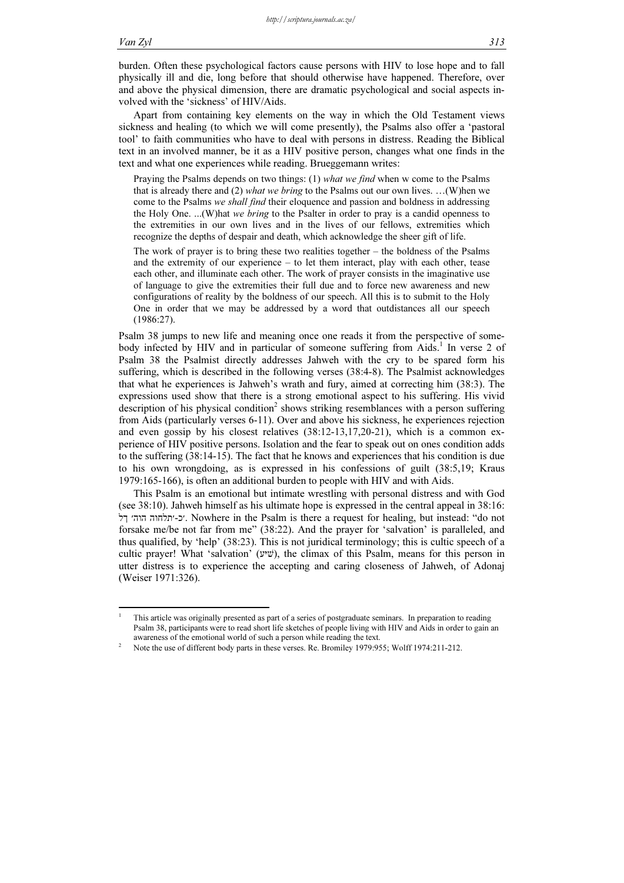burden. Often these psychological factors cause persons with HIV to lose hope and to fall physically ill and die, long before that should otherwise have happened. Therefore, over and above the physical dimension, there are dramatic psychological and social aspects involved with the 'sickness' of HIV/Aids.

Apart from containing key elements on the way in which the Old Testament views sickness and healing (to which we will come presently), the Psalms also offer a 'pastoral tool' to faith communities who have to deal with persons in distress. Reading the Biblical text in an involved manner, be it as a HIV positive person, changes what one finds in the text and what one experiences while reading. Brueggemann writes:

> Praying the Psalms depends on two things: (1) *what we find* when w come to the Psalms that is already there and (2) *what we bring* to the Psalms out our own lives. …(W)hen we come to the Psalms *we shall find* their eloquence and passion and boldness in addressing the Holy One. ...(W)hat *we bring* to the Psalter in order to pray is a candid openness to the extremities in our own lives and in the lives of our fellows, extremities which recognize the depths of despair and death, which acknowledge the sheer gift of life.
>
> The work of prayer is to bring these two realities together – the boldness of the Psalms and the extremity of our experience – to let them interact, play with each other, tease each other, and illuminate each other. The work of prayer consists in the imaginative use of language to give the extremities their full due and to force new awareness and new configurations of reality by the boldness of our speech. All this is to submit to the Holy One in order that we may be addressed by a word that outdistances all our speech (1986:27).

Psalm 38 jumps to new life and meaning once one reads it from the perspective of somebody infected by HIV and in particular of someone suffering from Aids.[1] In verse 2 of Psalm 38 the Psalmist directly addresses Jahweh with the cry to be spared form his suffering, which is described in the following verses (38:4-8). The Psalmist acknowledges that what he experiences is Jahweh's wrath and fury, aimed at correcting him (38:3). The expressions used show that there is a strong emotional aspect to his suffering. His vivid description of his physical condition[2] shows striking resemblances with a person suffering from Aids (particularly verses 6-11). Over and above his sickness, he experiences rejection and even gossip by his closest relatives (38:12-13,17,20-21), which is a common experience of HIV positive persons. Isolation and the fear to speak out on ones condition adds to the suffering (38:14-15). The fact that he knows and experiences that his condition is due to his own wrongdoing, as is expressed in his confessions of guilt (38:5,19; Kraus 1979:165-166), is often an additional burden to people with HIV and with Aids.

This Psalm is an emotional but intimate wrestling with personal distress and with God (see 38:10). Jahweh himself as his ultimate hope is expressed in the central appeal in 38:16: כי־לך יהוה הוחלתי. Nowhere in the Psalm is there a request for healing, but instead: "do not forsake me/be not far from me" (38:22). And the prayer for 'salvation' is paralleled, and thus qualified, by 'help' (38:23). This is not juridical terminology; this is cultic speech of a cultic prayer! What 'salvation' (שׁיע), the climax of this Psalm, means for this person in utter distress is to experience the accepting and caring closeness of Jahweh, of Adonaj (Weiser 1971:326).

---

[1] This article was originally presented as part of a series of postgraduate seminars. In preparation to reading Psalm 38, participants were to read short life sketches of people living with HIV and Aids in order to gain an awareness of the emotional world of such a person while reading the text.

[2] Note the use of different body parts in these verses. Re. Bromiley 1979:955; Wolff 1974:211-212.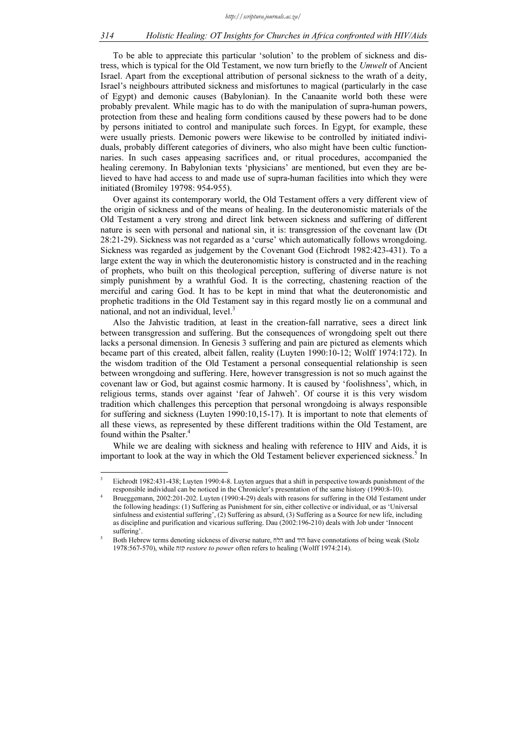To be able to appreciate this particular 'solution' to the problem of sickness and distress, which is typical for the Old Testament, we now turn briefly to the *Umwelt* of Ancient Israel. Apart from the exceptional attribution of personal sickness to the wrath of a deity, Israel's neighbours attributed sickness and misfortunes to magical (particularly in the case of Egypt) and demonic causes (Babylonian). In the Canaanite world both these were probably prevalent. While magic has to do with the manipulation of supra-human powers, protection from these and healing form conditions caused by these powers had to be done by persons initiated to control and manipulate such forces. In Egypt, for example, these were usually priests. Demonic powers were likewise to be controlled by initiated individuals, probably different categories of diviners, who also might have been cultic functionnaries. In such cases appeasing sacrifices and, or ritual procedures, accompanied the healing ceremony. In Babylonian texts 'physicians' are mentioned, but even they are believed to have had access to and made use of supra-human facilities into which they were initiated (Bromiley 19798: 954-955).

Over against its contemporary world, the Old Testament offers a very different view of the origin of sickness and of the means of healing. In the deuteronomistic materials of the Old Testament a very strong and direct link between sickness and suffering of different nature is seen with personal and national sin, it is: transgression of the covenant law (Dt 28:21-29). Sickness was not regarded as a 'curse' which automatically follows wrongdoing. Sickness was regarded as judgement by the Covenant God (Eichrodt 1982:423-431). To a large extent the way in which the deuteronomistic history is constructed and in the reaching of prophets, who built on this theological perception, suffering of diverse nature is not simply punishment by a wrathful God. It is the correcting, chastening reaction of the merciful and caring God. It has to be kept in mind that what the deuteronomistic and prophetic traditions in the Old Testament say in this regard mostly lie on a communal and national, and not an individual, level.[3]

Also the Jahvistic tradition, at least in the creation-fall narrative, sees a direct link between transgression and suffering. But the consequences of wrongdoing spelt out there lacks a personal dimension. In Genesis 3 suffering and pain are pictured as elements which became part of this created, albeit fallen, reality (Luyten 1990:10-12; Wolff 1974:172). In the wisdom tradition of the Old Testament a personal consequential relationship is seen between wrongdoing and suffering. Here, however transgression is not so much against the covenant law or God, but against cosmic harmony. It is caused by 'foolishness', which, in religious terms, stands over against 'fear of Jahweh'. Of course it is this very wisdom tradition which challenges this perception that personal wrongdoing is always responsible for suffering and sickness (Luyten 1990:10,15-17). It is important to note that elements of all these views, as represented by these different traditions within the Old Testament, are found within the Psalter.[4]

While we are dealing with sickness and healing with reference to HIV and Aids, it is important to look at the way in which the Old Testament believer experienced sickness.[5] In

---

[3] Eichrodt 1982:431-438; Luyten 1990:4-8. Luyten argues that a shift in perspective towards punishment of the responsible individual can be noticed in the Chronicler's presentation of the same history (1990:8-10).

[4] Brueggemann, 2002:201-202. Luyten (1990:4-29) deals with reasons for suffering in the Old Testament under the following headings: (1) Suffering as Punishment for sin, either collective or individual, or as 'Universal sinfulness and existential suffering', (2) Suffering as absurd, (3) Suffering as a Source for new life, including as discipline and purification and vicarious suffering. Dau (2002:196-210) deals with Job under 'Innocent suffering'.

[5] Both Hebrew terms denoting sickness of diverse nature, הלח and הוד have connotations of being weak (Stolz 1978:567-570), while קזח *restore to power* often refers to healing (Wolff 1974:214).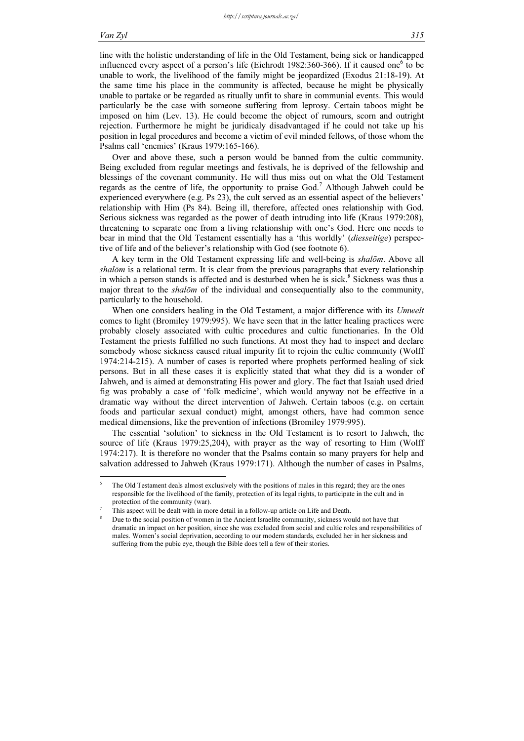line with the holistic understanding of life in the Old Testament, being sick or handicapped influenced every aspect of a person's life (Eichrodt 1982:360-366). If it caused one[6] to be unable to work, the livelihood of the family might be jeopardized (Exodus 21:18-19). At the same time his place in the community is affected, because he might be physically unable to partake or be regarded as ritually unfit to share in communial events. This would particularly be the case with someone suffering from leprosy. Certain taboos might be imposed on him (Lev. 13). He could become the object of rumours, scorn and outright rejection. Furthermore he might be juridicaly disadvantaged if he could not take up his position in legal procedures and become a victim of evil minded fellows, of those whom the Psalms call 'enemies' (Kraus 1979:165-166).

Over and above these, such a person would be banned from the cultic community. Being excluded from regular meetings and festivals, he is deprived of the fellowship and blessings of the covenant community. He will thus miss out on what the Old Testament regards as the centre of life, the opportunity to praise God.[7] Although Jahweh could be experienced everywhere (e.g. Ps 23), the cult served as an essential aspect of the believers' relationship with Him (Ps 84). Being ill, therefore, affected ones relationship with God. Serious sickness was regarded as the power of death intruding into life (Kraus 1979:208), threatening to separate one from a living relationship with one's God. Here one needs to bear in mind that the Old Testament essentially has a 'this worldly' (*diesseitige*) perspective of life and of the believer's relationship with God (see footnote 6).

A key term in the Old Testament expressing life and well-being is *shalōm*. Above all *shalōm* is a relational term. It is clear from the previous paragraphs that every relationship in which a person stands is affected and is desturbed when he is sick.[8] Sickness was thus a major threat to the *shalōm* of the individual and consequentially also to the community, particularly to the household.

When one considers healing in the Old Testament, a major difference with its *Umwelt* comes to light (Bromiley 1979:995). We have seen that in the latter healing practices were probably closely associated with cultic procedures and cultic functionaries. In the Old Testament the priests fulfilled no such functions. At most they had to inspect and declare somebody whose sickness caused ritual impurity fit to rejoin the cultic community (Wolff 1974:214-215). A number of cases is reported where prophets performed healing of sick persons. But in all these cases it is explicitly stated that what they did is a wonder of Jahweh, and is aimed at demonstrating His power and glory. The fact that Isaiah used dried fig was probably a case of 'folk medicine', which would anyway not be effective in a dramatic way without the direct intervention of Jahweh. Certain taboos (e.g. on certain foods and particular sexual conduct) might, amongst others, have had common sence medical dimensions, like the prevention of infections (Bromiley 1979:995).

The essential 'solution' to sickness in the Old Testament is to resort to Jahweh, the source of life (Kraus 1979:25,204), with prayer as the way of resorting to Him (Wolff 1974:217). It is therefore no wonder that the Psalms contain so many prayers for help and salvation addressed to Jahweh (Kraus 1979:171). Although the number of cases in Psalms,

---

[6] The Old Testament deals almost exclusively with the positions of males in this regard; they are the ones responsible for the livelihood of the family, protection of its legal rights, to participate in the cult and in protection of the community (war).

[7] This aspect will be dealt with in more detail in a follow-up article on Life and Death.

[8] Due to the social position of women in the Ancient Israelite community, sickness would not have that dramatic an impact on her position, since she was excluded from social and cultic roles and responsibilities of males. Women's social deprivation, according to our modern standards, excluded her in her sickness and suffering from the pubic eye, though the Bible does tell a few of their stories.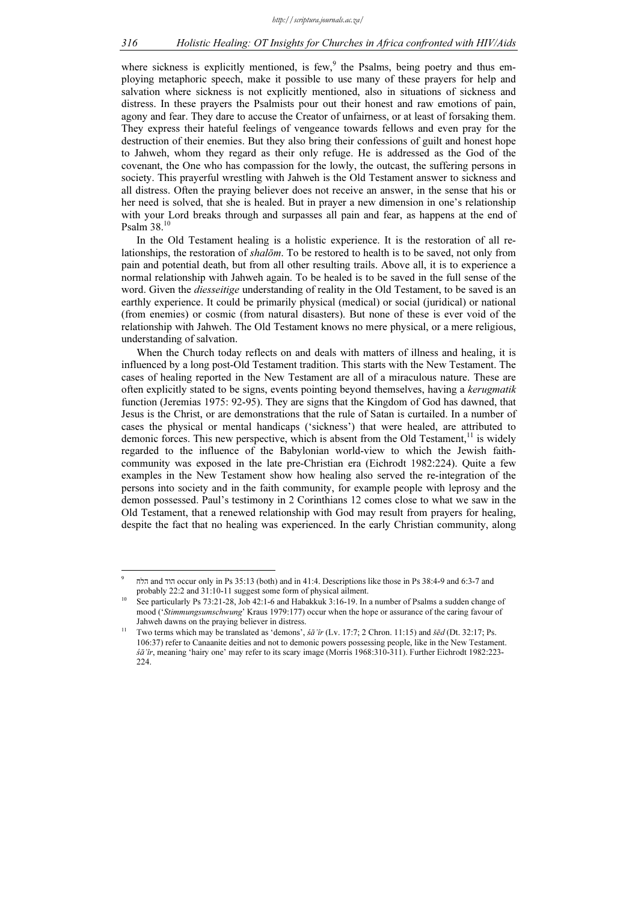where sickness is explicitly mentioned, is few,[9] the Psalms, being poetry and thus employing metaphoric speech, make it possible to use many of these prayers for help and salvation where sickness is not explicitly mentioned, also in situations of sickness and distress. In these prayers the Psalmists pour out their honest and raw emotions of pain, agony and fear. They dare to accuse the Creator of unfairness, or at least of forsaking them. They express their hateful feelings of vengeance towards fellows and even pray for the destruction of their enemies. But they also bring their confessions of guilt and honest hope to Jahweh, whom they regard as their only refuge. He is addressed as the God of the covenant, the One who has compassion for the lowly, the outcast, the suffering persons in society. This prayerful wrestling with Jahweh is the Old Testament answer to sickness and all distress. Often the praying believer does not receive an answer, in the sense that his or her need is solved, that she is healed. But in prayer a new dimension in one's relationship with your Lord breaks through and surpasses all pain and fear, as happens at the end of Psalm 38.[10]

In the Old Testament healing is a holistic experience. It is the restoration of all relationships, the restoration of *shalōm*. To be restored to health is to be saved, not only from pain and potential death, but from all other resulting trails. Above all, it is to experience a normal relationship with Jahweh again. To be healed is to be saved in the full sense of the word. Given the *diesseitige* understanding of reality in the Old Testament, to be saved is an earthly experience. It could be primarily physical (medical) or social (juridical) or national (from enemies) or cosmic (from natural disasters). But none of these is ever void of the relationship with Jahweh. The Old Testament knows no mere physical, or a mere religious, understanding of salvation.

When the Church today reflects on and deals with matters of illness and healing, it is influenced by a long post-Old Testament tradition. This starts with the New Testament. The cases of healing reported in the New Testament are all of a miraculous nature. These are often explicitly stated to be signs, events pointing beyond themselves, having a *kerugmatik* function (Jeremias 1975: 92-95). They are signs that the Kingdom of God has dawned, that Jesus is the Christ, or are demonstrations that the rule of Satan is curtailed. In a number of cases the physical or mental handicaps ('sickness') that were healed, are attributed to demonic forces. This new perspective, which is absent from the Old Testament,[11] is widely regarded to the influence of the Babylonian world-view to which the Jewish faith-community was exposed in the late pre-Christian era (Eichrodt 1982:224). Quite a few examples in the New Testament show how healing also served the re-integration of the persons into society and in the faith community, for example people with leprosy and the demon possessed. Paul's testimony in 2 Corinthians 12 comes close to what we saw in the Old Testament, that a renewed relationship with God may result from prayers for healing, despite the fact that no healing was experienced. In the early Christian community, along

---

[9] חלה and דוה occur only in Ps 35:13 (both) and in 41:4. Descriptions like those in Ps 38:4-9 and 6:3-7 and probably 22:2 and 31:10-11 suggest some form of physical ailment.

[10] See particularly Ps 73:21-28, Job 42:1-6 and Habakkuk 3:16-19. In a number of Psalms a sudden change of mood ('*Stimmungsumschwung*' Kraus 1979:177) occur when the hope or assurance of the caring favour of Jahweh dawns on the praying believer in distress.

[11] Two terms which may be translated as 'demons', *śā'ir* (Lv. 17:7; 2 Chron. 11:15) and *šēd* (Dt. 32:17; Ps. 106:37) refer to Canaanite deities and not to demonic powers possessing people, like in the New Testament. *śā'ir*, meaning 'hairy one' may refer to its scary image (Morris 1968:310-311). Further Eichrodt 1982:223-224.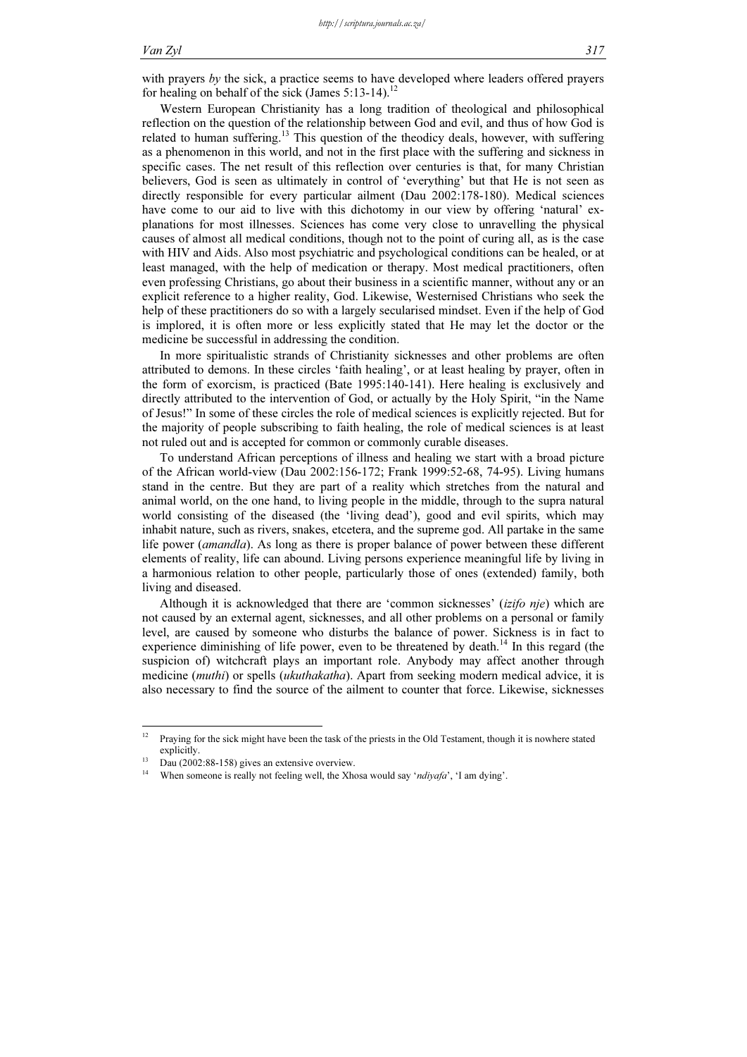with prayers *by* the sick, a practice seems to have developed where leaders offered prayers for healing on behalf of the sick (James 5:13-14).[12]

Western European Christianity has a long tradition of theological and philosophical reflection on the question of the relationship between God and evil, and thus of how God is related to human suffering.[13] This question of the theodicy deals, however, with suffering as a phenomenon in this world, and not in the first place with the suffering and sickness in specific cases. The net result of this reflection over centuries is that, for many Christian believers, God is seen as ultimately in control of 'everything' but that He is not seen as directly responsible for every particular ailment (Dau 2002:178-180). Medical sciences have come to our aid to live with this dichotomy in our view by offering 'natural' explanations for most illnesses. Sciences has come very close to unravelling the physical causes of almost all medical conditions, though not to the point of curing all, as is the case with HIV and Aids. Also most psychiatric and psychological conditions can be healed, or at least managed, with the help of medication or therapy. Most medical practitioners, often even professing Christians, go about their business in a scientific manner, without any or an explicit reference to a higher reality, God. Likewise, Westernised Christians who seek the help of these practitioners do so with a largely secularised mindset. Even if the help of God is implored, it is often more or less explicitly stated that He may let the doctor or the medicine be successful in addressing the condition.

In more spiritualistic strands of Christianity sicknesses and other problems are often attributed to demons. In these circles 'faith healing', or at least healing by prayer, often in the form of exorcism, is practiced (Bate 1995:140-141). Here healing is exclusively and directly attributed to the intervention of God, or actually by the Holy Spirit, "in the Name of Jesus!" In some of these circles the role of medical sciences is explicitly rejected. But for the majority of people subscribing to faith healing, the role of medical sciences is at least not ruled out and is accepted for common or commonly curable diseases.

To understand African perceptions of illness and healing we start with a broad picture of the African world-view (Dau 2002:156-172; Frank 1999:52-68, 74-95). Living humans stand in the centre. But they are part of a reality which stretches from the natural and animal world, on the one hand, to living people in the middle, through to the supra natural world consisting of the diseased (the 'living dead'), good and evil spirits, which may inhabit nature, such as rivers, snakes, etcetera, and the supreme god. All partake in the same life power (*amandla*). As long as there is proper balance of power between these different elements of reality, life can abound. Living persons experience meaningful life by living in a harmonious relation to other people, particularly those of ones (extended) family, both living and diseased.

Although it is acknowledged that there are 'common sicknesses' (*izifo nje*) which are not caused by an external agent, sicknesses, and all other problems on a personal or family level, are caused by someone who disturbs the balance of power. Sickness is in fact to experience diminishing of life power, even to be threatened by death.[14] In this regard (the suspicion of) witchcraft plays an important role. Anybody may affect another through medicine (*muthi*) or spells (*ukuthakatha*). Apart from seeking modern medical advice, it is also necessary to find the source of the ailment to counter that force. Likewise, sicknesses

---

[12] Praying for the sick might have been the task of the priests in the Old Testament, though it is nowhere stated explicitly.

[13] Dau (2002:88-158) gives an extensive overview.

[14] When someone is really not feeling well, the Xhosa would say '*ndiyafa*', 'I am dying'.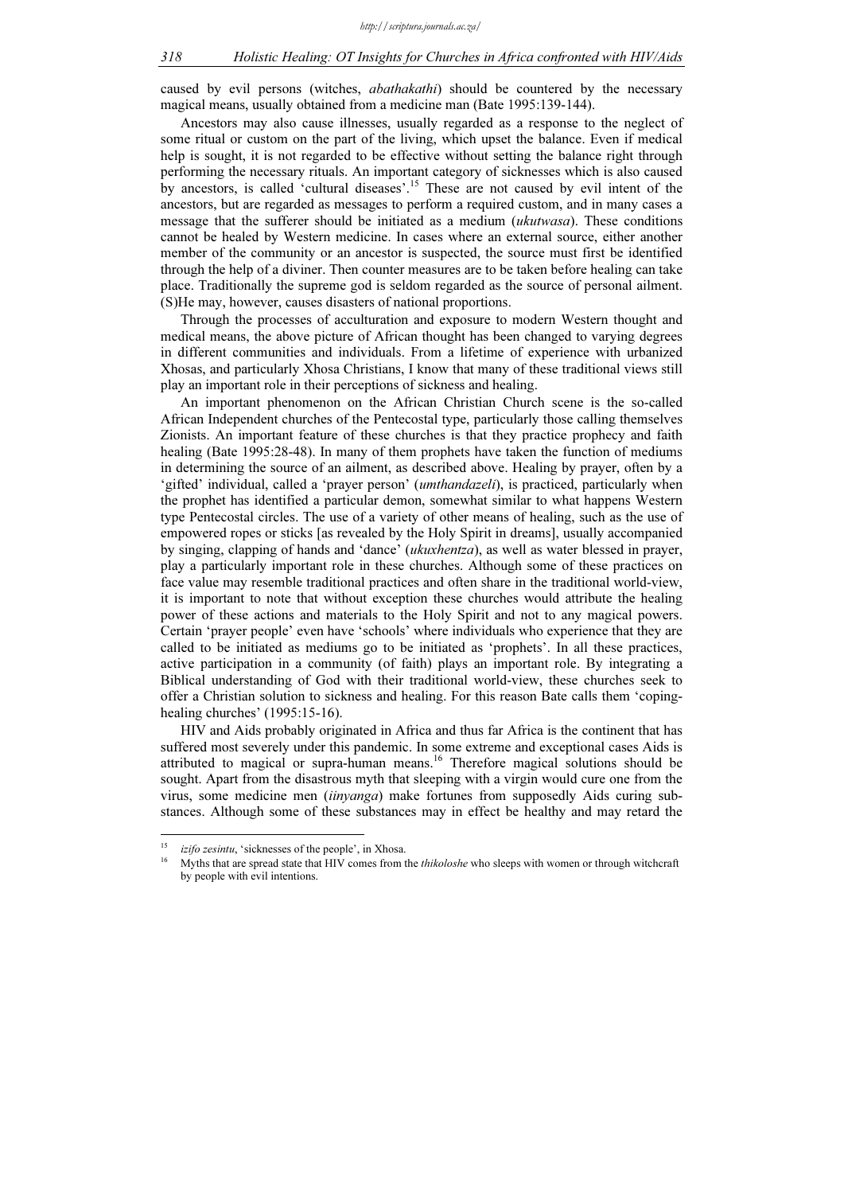caused by evil persons (witches, *abathakathi*) should be countered by the necessary magical means, usually obtained from a medicine man (Bate 1995:139-144).

Ancestors may also cause illnesses, usually regarded as a response to the neglect of some ritual or custom on the part of the living, which upset the balance. Even if medical help is sought, it is not regarded to be effective without setting the balance right through performing the necessary rituals. An important category of sicknesses which is also caused by ancestors, is called 'cultural diseases'.[15] These are not caused by evil intent of the ancestors, but are regarded as messages to perform a required custom, and in many cases a message that the sufferer should be initiated as a medium (*ukutwasa*). These conditions cannot be healed by Western medicine. In cases where an external source, either another member of the community or an ancestor is suspected, the source must first be identified through the help of a diviner. Then counter measures are to be taken before healing can take place. Traditionally the supreme god is seldom regarded as the source of personal ailment. (S)He may, however, causes disasters of national proportions.

Through the processes of acculturation and exposure to modern Western thought and medical means, the above picture of African thought has been changed to varying degrees in different communities and individuals. From a lifetime of experience with urbanized Xhosas, and particularly Xhosa Christians, I know that many of these traditional views still play an important role in their perceptions of sickness and healing.

An important phenomenon on the African Christian Church scene is the so-called African Independent churches of the Pentecostal type, particularly those calling themselves Zionists. An important feature of these churches is that they practice prophecy and faith healing (Bate 1995:28-48). In many of them prophets have taken the function of mediums in determining the source of an ailment, as described above. Healing by prayer, often by a 'gifted' individual, called a 'prayer person' (*umthandazeli*), is practiced, particularly when the prophet has identified a particular demon, somewhat similar to what happens Western type Pentecostal circles. The use of a variety of other means of healing, such as the use of empowered ropes or sticks [as revealed by the Holy Spirit in dreams], usually accompanied by singing, clapping of hands and 'dance' (*ukuxhentza*), as well as water blessed in prayer, play a particularly important role in these churches. Although some of these practices on face value may resemble traditional practices and often share in the traditional world-view, it is important to note that without exception these churches would attribute the healing power of these actions and materials to the Holy Spirit and not to any magical powers. Certain 'prayer people' even have 'schools' where individuals who experience that they are called to be initiated as mediums go to be initiated as 'prophets'. In all these practices, active participation in a community (of faith) plays an important role. By integrating a Biblical understanding of God with their traditional world-view, these churches seek to offer a Christian solution to sickness and healing. For this reason Bate calls them 'coping-healing churches' (1995:15-16).

HIV and Aids probably originated in Africa and thus far Africa is the continent that has suffered most severely under this pandemic. In some extreme and exceptional cases Aids is attributed to magical or supra-human means.[16] Therefore magical solutions should be sought. Apart from the disastrous myth that sleeping with a virgin would cure one from the virus, some medicine men (*iinyanga*) make fortunes from supposedly Aids curing substances. Although some of these substances may in effect be healthy and may retard the

---

[15] *izifo zesintu*, 'sicknesses of the people', in Xhosa.

[16] Myths that are spread state that HIV comes from the *thikoloshe* who sleeps with women or through witchcraft by people with evil intentions.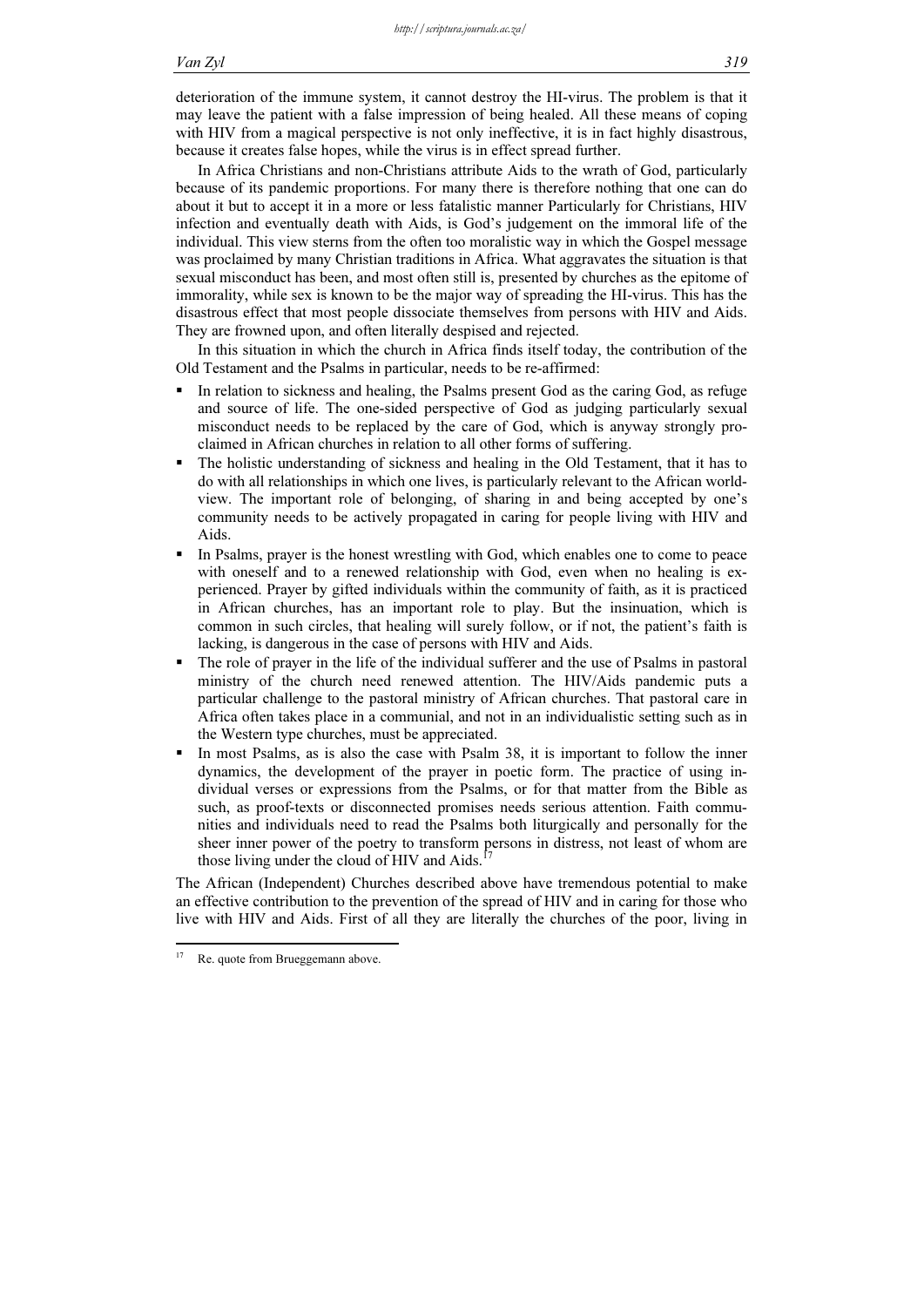deterioration of the immune system, it cannot destroy the HI-virus. The problem is that it may leave the patient with a false impression of being healed. All these means of coping with HIV from a magical perspective is not only ineffective, it is in fact highly disastrous, because it creates false hopes, while the virus is in effect spread further.

In Africa Christians and non-Christians attribute Aids to the wrath of God, particularly because of its pandemic proportions. For many there is therefore nothing that one can do about it but to accept it in a more or less fatalistic manner Particularly for Christians, HIV infection and eventually death with Aids, is God's judgement on the immoral life of the individual. This view sterns from the often too moralistic way in which the Gospel message was proclaimed by many Christian traditions in Africa. What aggravates the situation is that sexual misconduct has been, and most often still is, presented by churches as the epitome of immorality, while sex is known to be the major way of spreading the HI-virus. This has the disastrous effect that most people dissociate themselves from persons with HIV and Aids. They are frowned upon, and often literally despised and rejected.

In this situation in which the church in Africa finds itself today, the contribution of the Old Testament and the Psalms in particular, needs to be re-affirmed:

- In relation to sickness and healing, the Psalms present God as the caring God, as refuge and source of life. The one-sided perspective of God as judging particularly sexual misconduct needs to be replaced by the care of God, which is anyway strongly proclaimed in African churches in relation to all other forms of suffering.
- The holistic understanding of sickness and healing in the Old Testament, that it has to do with all relationships in which one lives, is particularly relevant to the African worldview. The important role of belonging, of sharing in and being accepted by one's community needs to be actively propagated in caring for people living with HIV and Aids.
- In Psalms, prayer is the honest wrestling with God, which enables one to come to peace with oneself and to a renewed relationship with God, even when no healing is experienced. Prayer by gifted individuals within the community of faith, as it is practiced in African churches, has an important role to play. But the insinuation, which is common in such circles, that healing will surely follow, or if not, the patient's faith is lacking, is dangerous in the case of persons with HIV and Aids.
- The role of prayer in the life of the individual sufferer and the use of Psalms in pastoral ministry of the church need renewed attention. The HIV/Aids pandemic puts a particular challenge to the pastoral ministry of African churches. That pastoral care in Africa often takes place in a communial, and not in an individualistic setting such as in the Western type churches, must be appreciated.
- In most Psalms, as is also the case with Psalm 38, it is important to follow the inner dynamics, the development of the prayer in poetic form. The practice of using individual verses or expressions from the Psalms, or for that matter from the Bible as such, as proof-texts or disconnected promises needs serious attention. Faith communities and individuals need to read the Psalms both liturgically and personally for the sheer inner power of the poetry to transform persons in distress, not least of whom are those living under the cloud of HIV and Aids.[17]

The African (Independent) Churches described above have tremendous potential to make an effective contribution to the prevention of the spread of HIV and in caring for those who live with HIV and Aids. First of all they are literally the churches of the poor, living in

---

[17] Re. quote from Brueggemann above.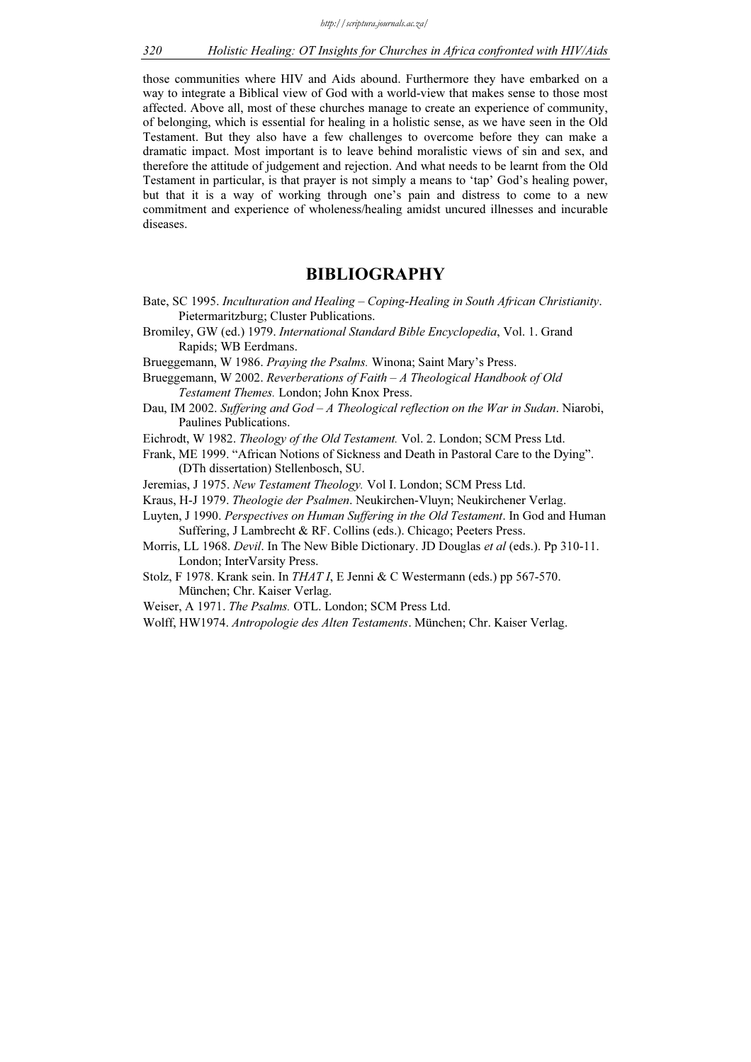those communities where HIV and Aids abound. Furthermore they have embarked on a way to integrate a Biblical view of God with a world-view that makes sense to those most affected. Above all, most of these churches manage to create an experience of community, of belonging, which is essential for healing in a holistic sense, as we have seen in the Old Testament. But they also have a few challenges to overcome before they can make a dramatic impact. Most important is to leave behind moralistic views of sin and sex, and therefore the attitude of judgement and rejection. And what needs to be learnt from the Old Testament in particular, is that prayer is not simply a means to 'tap' God's healing power, but that it is a way of working through one's pain and distress to come to a new commitment and experience of wholeness/healing amidst uncured illnesses and incurable diseases.

## BIBLIOGRAPHY

Bate, SC 1995. *Inculturation and Healing – Coping-Healing in South African Christianity*. Pietermaritzburg; Cluster Publications.

Bromiley, GW (ed.) 1979. *International Standard Bible Encyclopedia*, Vol. 1. Grand Rapids; WB Eerdmans.

Brueggemann, W 1986. *Praying the Psalms.* Winona; Saint Mary's Press.

Brueggemann, W 2002. *Reverberations of Faith – A Theological Handbook of Old Testament Themes.* London; John Knox Press.

Dau, IM 2002. *Suffering and God – A Theological reflection on the War in Sudan*. Niarobi, Paulines Publications.

Eichrodt, W 1982. *Theology of the Old Testament.* Vol. 2. London; SCM Press Ltd.

Frank, ME 1999. "African Notions of Sickness and Death in Pastoral Care to the Dying". (DTh dissertation) Stellenbosch, SU.

Jeremias, J 1975. *New Testament Theology.* Vol I. London; SCM Press Ltd.

Kraus, H-J 1979. *Theologie der Psalmen*. Neukirchen-Vluyn; Neukirchener Verlag.

Luyten, J 1990. *Perspectives on Human Suffering in the Old Testament*. In God and Human Suffering, J Lambrecht & RF. Collins (eds.). Chicago; Peeters Press.

Morris, LL 1968. *Devil*. In The New Bible Dictionary. JD Douglas *et al* (eds.). Pp 310-11. London; InterVarsity Press.

Stolz, F 1978. Krank sein. In *THAT I*, E Jenni & C Westermann (eds.) pp 567-570. München; Chr. Kaiser Verlag.

Weiser, A 1971. *The Psalms.* OTL. London; SCM Press Ltd.

Wolff, HW1974. *Antropologie des Alten Testaments*. München; Chr. Kaiser Verlag.